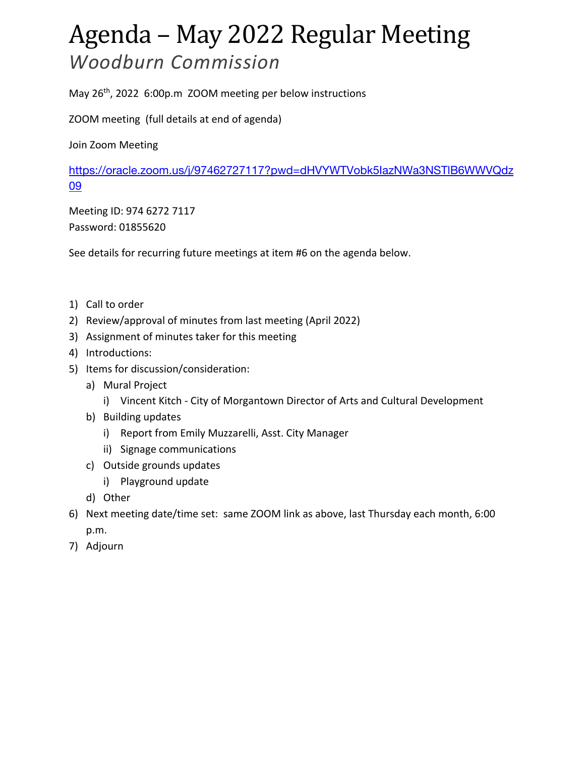# Agenda – May 2022 Regular Meeting

## *Woodburn Commission*

May 26th, 2022 6:00p.m ZOOM meeting per below instructions

ZOOM meeting (full details at end of agenda)

Join Zoom Meeting

https://oracle.zoom.us/j/97462727117?pwd=dHVYWTVobk5IazNWa3NSTlB6WWVQdz09

Meeting ID: 974 6272 7117
Password: 01855620

See details for recurring future meetings at item #6 on the agenda below.

1) Call to order
2) Review/approval of minutes from last meeting (April 2022)
3) Assignment of minutes taker for this meeting
4) Introductions:
5) Items for discussion/consideration:
   a) Mural Project
      i) Vincent Kitch - City of Morgantown Director of Arts and Cultural Development
   b) Building updates
      i) Report from Emily Muzzarelli, Asst. City Manager
      ii) Signage communications
   c) Outside grounds updates
      i) Playground update
   d) Other
6) Next meeting date/time set: same ZOOM link as above, last Thursday each month, 6:00 p.m.
7) Adjourn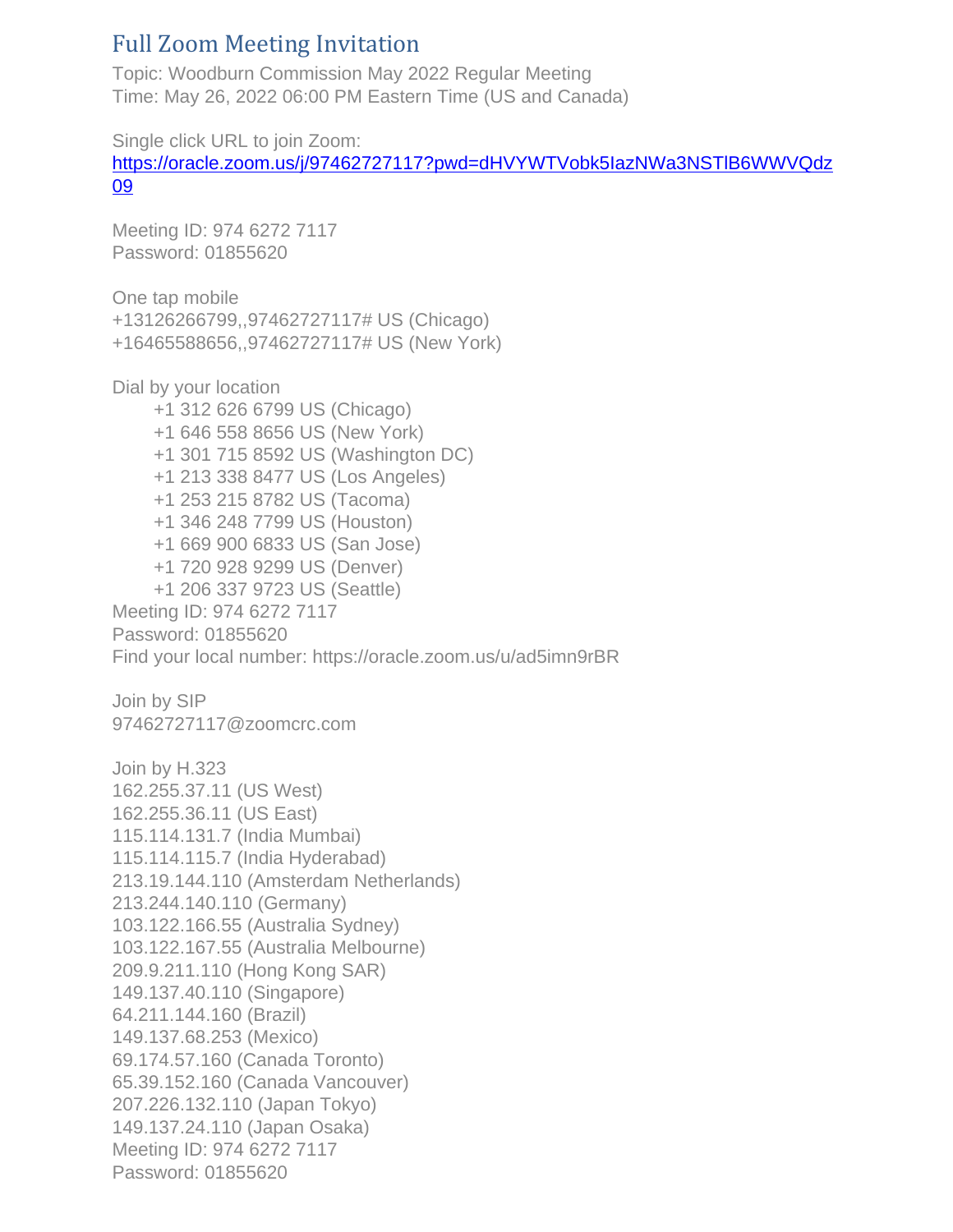## Full Zoom Meeting Invitation

Topic: Woodburn Commission May 2022 Regular Meeting
Time: May 26, 2022 06:00 PM Eastern Time (US and Canada)

Single click URL to join Zoom:
https://oracle.zoom.us/j/97462727117?pwd=dHVYWTVobk5IazNWa3NSTlB6WWVQdz09

Meeting ID: 974 6272 7117
Password: 01855620

One tap mobile
+13126266799,,97462727117# US (Chicago)
+16465588656,,97462727117# US (New York)

Dial by your location
- +1 312 626 6799 US (Chicago)
- +1 646 558 8656 US (New York)
- +1 301 715 8592 US (Washington DC)
- +1 213 338 8477 US (Los Angeles)
- +1 253 215 8782 US (Tacoma)
- +1 346 248 7799 US (Houston)
- +1 669 900 6833 US (San Jose)
- +1 720 928 9299 US (Denver)
- +1 206 337 9723 US (Seattle)

Meeting ID: 974 6272 7117
Password: 01855620
Find your local number: https://oracle.zoom.us/u/ad5imn9rBR

Join by SIP
97462727117@zoomcrc.com

Join by H.323
162.255.37.11 (US West)
162.255.36.11 (US East)
115.114.131.7 (India Mumbai)
115.114.115.7 (India Hyderabad)
213.19.144.110 (Amsterdam Netherlands)
213.244.140.110 (Germany)
103.122.166.55 (Australia Sydney)
103.122.167.55 (Australia Melbourne)
209.9.211.110 (Hong Kong SAR)
149.137.40.110 (Singapore)
64.211.144.160 (Brazil)
149.137.68.253 (Mexico)
69.174.57.160 (Canada Toronto)
65.39.152.160 (Canada Vancouver)
207.226.132.110 (Japan Tokyo)
149.137.24.110 (Japan Osaka)
Meeting ID: 974 6272 7117
Password: 01855620